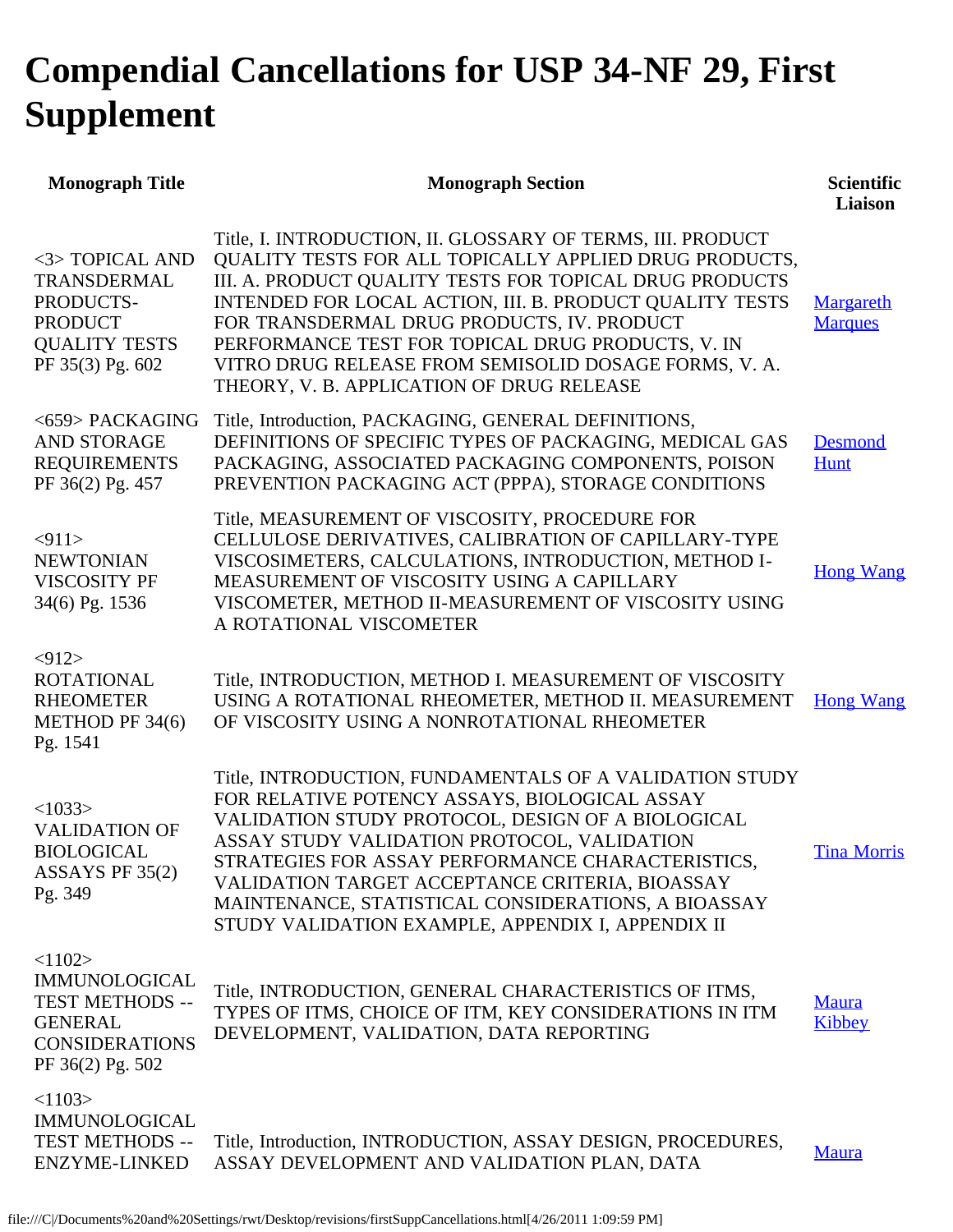# Compendial Cancellations for USP 34-NF 29, First Supplement

| Monograph Title | Monograph Section | Scientific Liaison |
|---|---|---|
| <3> TOPICAL AND TRANSDERMAL PRODUCTS-PRODUCT QUALITY TESTS PF 35(3) Pg. 602 | Title, I. INTRODUCTION, II. GLOSSARY OF TERMS, III. PRODUCT QUALITY TESTS FOR ALL TOPICALLY APPLIED DRUG PRODUCTS, III. A. PRODUCT QUALITY TESTS FOR TOPICAL DRUG PRODUCTS INTENDED FOR LOCAL ACTION, III. B. PRODUCT QUALITY TESTS FOR TRANSDERMAL DRUG PRODUCTS, IV. PRODUCT PERFORMANCE TEST FOR TOPICAL DRUG PRODUCTS, V. IN VITRO DRUG RELEASE FROM SEMISOLID DOSAGE FORMS, V. A. THEORY, V. B. APPLICATION OF DRUG RELEASE | Margareth Marques |
| <659> PACKAGING AND STORAGE REQUIREMENTS PF 36(2) Pg. 457 | Title, Introduction, PACKAGING, GENERAL DEFINITIONS, DEFINITIONS OF SPECIFIC TYPES OF PACKAGING, MEDICAL GAS PACKAGING, ASSOCIATED PACKAGING COMPONENTS, POISON PREVENTION PACKAGING ACT (PPPA), STORAGE CONDITIONS | Desmond Hunt |
| <911> NEWTONIAN VISCOSITY PF 34(6) Pg. 1536 | Title, MEASUREMENT OF VISCOSITY, PROCEDURE FOR CELLULOSE DERIVATIVES, CALIBRATION OF CAPILLARY-TYPE VISCOSIMETERS, CALCULATIONS, INTRODUCTION, METHOD I-MEASUREMENT OF VISCOSITY USING A CAPILLARY VISCOMETER, METHOD II-MEASUREMENT OF VISCOSITY USING A ROTATIONAL VISCOMETER | Hong Wang |
| <912> ROTATIONAL RHEOMETER METHOD PF 34(6) Pg. 1541 | Title, INTRODUCTION, METHOD I. MEASUREMENT OF VISCOSITY USING A ROTATIONAL RHEOMETER, METHOD II. MEASUREMENT OF VISCOSITY USING A NONROTATIONAL RHEOMETER | Hong Wang |
| <1033> VALIDATION OF BIOLOGICAL ASSAYS PF 35(2) Pg. 349 | Title, INTRODUCTION, FUNDAMENTALS OF A VALIDATION STUDY FOR RELATIVE POTENCY ASSAYS, BIOLOGICAL ASSAY VALIDATION STUDY PROTOCOL, DESIGN OF A BIOLOGICAL ASSAY STUDY VALIDATION PROTOCOL, VALIDATION STRATEGIES FOR ASSAY PERFORMANCE CHARACTERISTICS, VALIDATION TARGET ACCEPTANCE CRITERIA, BIOASSAY MAINTENANCE, STATISTICAL CONSIDERATIONS, A BIOASSAY STUDY VALIDATION EXAMPLE, APPENDIX I, APPENDIX II | Tina Morris |
| <1102> IMMUNOLOGICAL TEST METHODS -- GENERAL CONSIDERATIONS PF 36(2) Pg. 502 | Title, INTRODUCTION, GENERAL CHARACTERISTICS OF ITMS, TYPES OF ITMS, CHOICE OF ITM, KEY CONSIDERATIONS IN ITM DEVELOPMENT, VALIDATION, DATA REPORTING | Maura Kibbey |
| <1103> IMMUNOLOGICAL TEST METHODS -- ENZYME-LINKED | Title, Introduction, INTRODUCTION, ASSAY DESIGN, PROCEDURES, ASSAY DEVELOPMENT AND VALIDATION PLAN, DATA | Maura |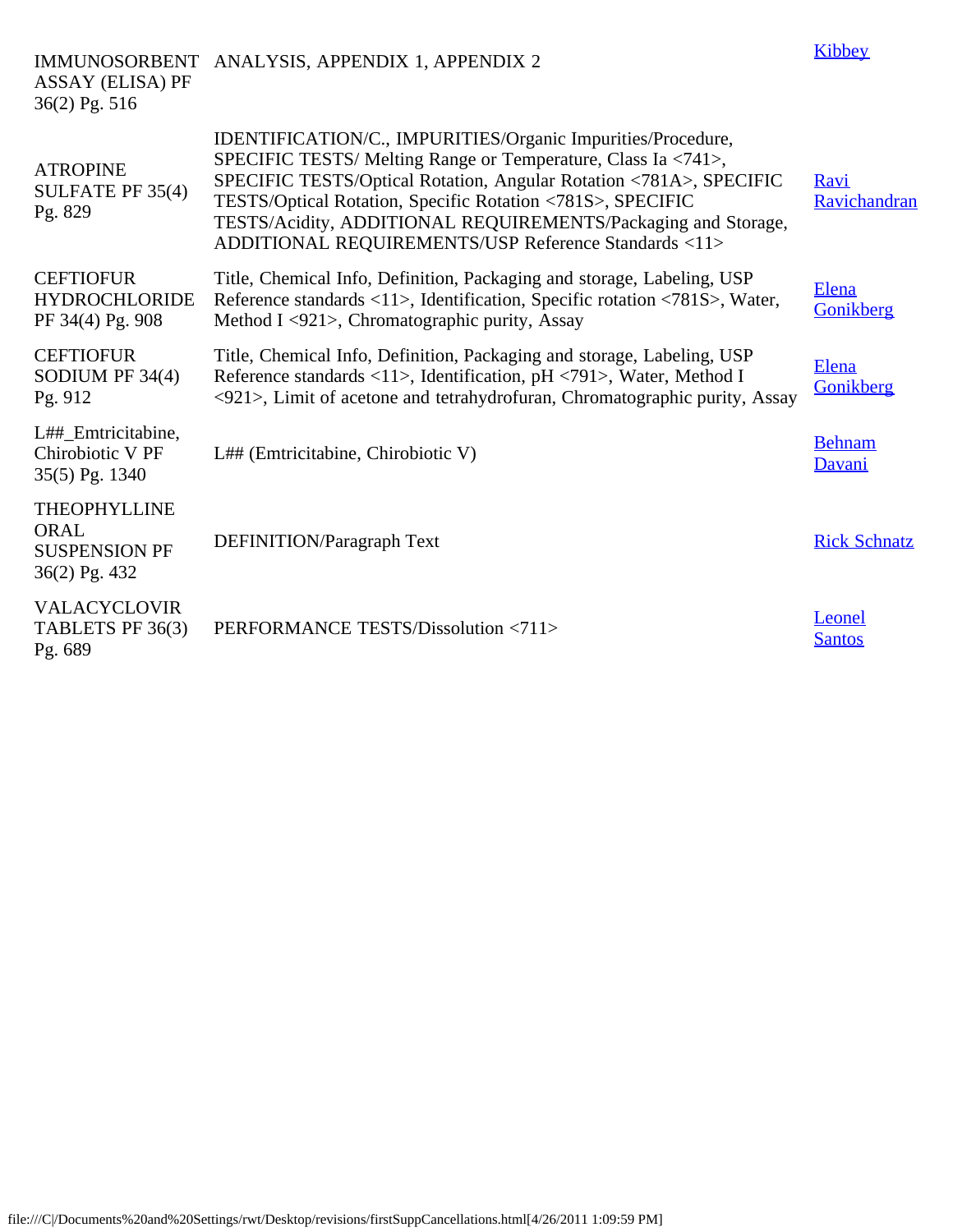| | | |
|---|---|---|
| IMMUNOSORBENT ASSAY (ELISA) PF 36(2) Pg. 516 | ANALYSIS, APPENDIX 1, APPENDIX 2 | Kibbey |
| ATROPINE SULFATE PF 35(4) Pg. 829 | IDENTIFICATION/C., IMPURITIES/Organic Impurities/Procedure, SPECIFIC TESTS/ Melting Range or Temperature, Class Ia <741>, SPECIFIC TESTS/Optical Rotation, Angular Rotation <781A>, SPECIFIC TESTS/Optical Rotation, Specific Rotation <781S>, SPECIFIC TESTS/Acidity, ADDITIONAL REQUIREMENTS/Packaging and Storage, ADDITIONAL REQUIREMENTS/USP Reference Standards <11> | Ravi Ravichandran |
| CEFTIOFUR HYDROCHLORIDE PF 34(4) Pg. 908 | Title, Chemical Info, Definition, Packaging and storage, Labeling, USP Reference standards <11>, Identification, Specific rotation <781S>, Water, Method I <921>, Chromatographic purity, Assay | Elena Gonikberg |
| CEFTIOFUR SODIUM PF 34(4) Pg. 912 | Title, Chemical Info, Definition, Packaging and storage, Labeling, USP Reference standards <11>, Identification, pH <791>, Water, Method I <921>, Limit of acetone and tetrahydrofuran, Chromatographic purity, Assay | Elena Gonikberg |
| L##_Emtricitabine, Chirobiotic V PF 35(5) Pg. 1340 | L## (Emtricitabine, Chirobiotic V) | Behnam Davani |
| THEOPHYLLINE ORAL SUSPENSION PF 36(2) Pg. 432 | DEFINITION/Paragraph Text | Rick Schnatz |
| VALACYCLOVIR TABLETS PF 36(3) Pg. 689 | PERFORMANCE TESTS/Dissolution <711> | Leonel Santos |